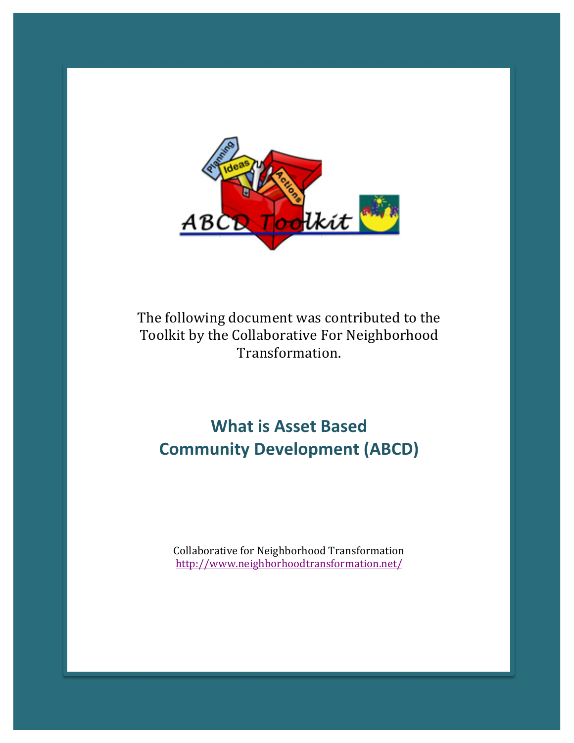The following document was contributed to the Toolkit by the Collaborative For Neighborhood Transformation.

# What is Asset Based Community Development (ABCD)

Collaborative for Neighborhood Transformation
http://www.neighborhoodtransformation.net/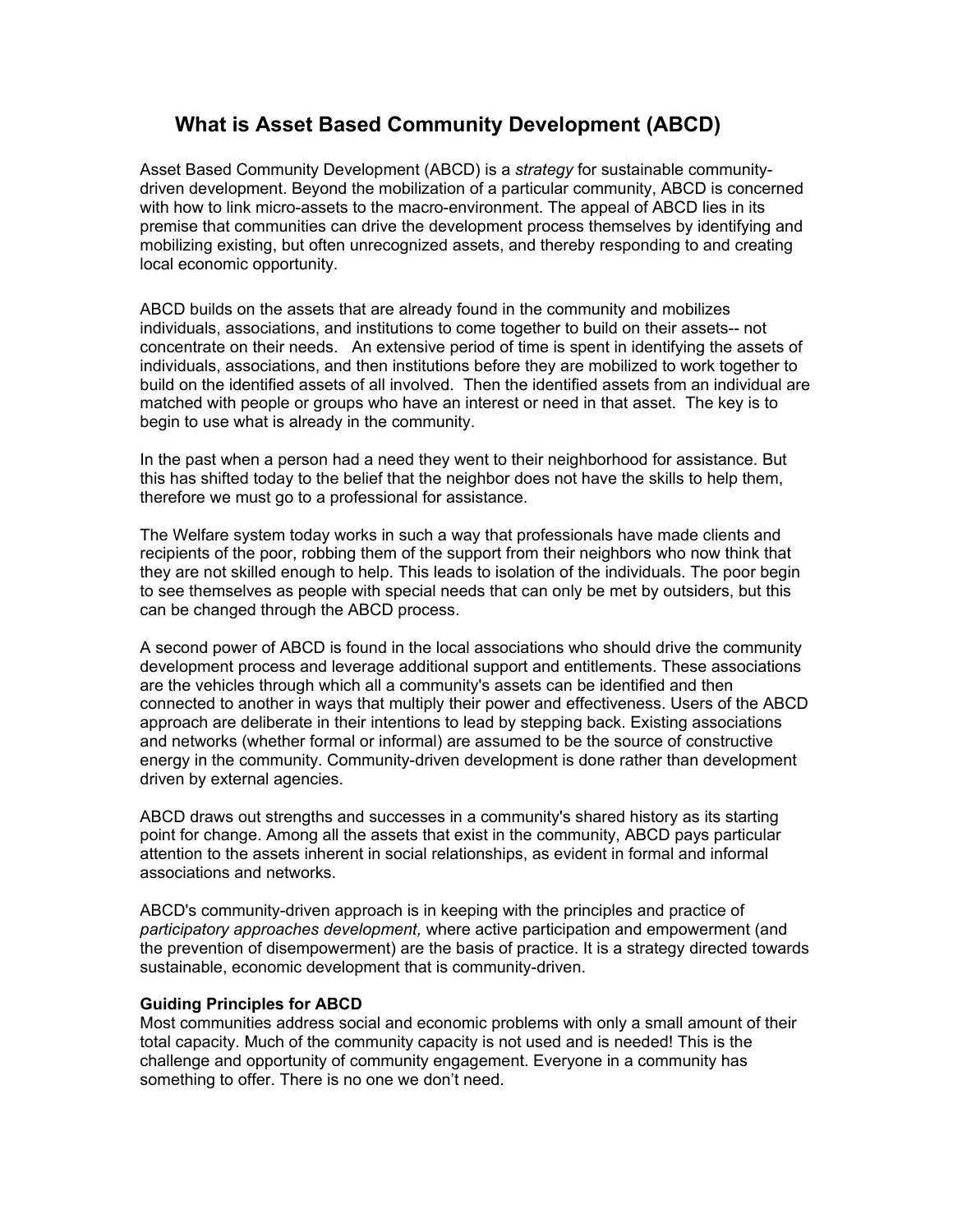# What is Asset Based Community Development (ABCD)

Asset Based Community Development (ABCD) is a *strategy* for sustainable community-driven development. Beyond the mobilization of a particular community, ABCD is concerned with how to link micro-assets to the macro-environment. The appeal of ABCD lies in its premise that communities can drive the development process themselves by identifying and mobilizing existing, but often unrecognized assets, and thereby responding to and creating local economic opportunity.

ABCD builds on the assets that are already found in the community and mobilizes individuals, associations, and institutions to come together to build on their assets-- not concentrate on their needs. An extensive period of time is spent in identifying the assets of individuals, associations, and then institutions before they are mobilized to work together to build on the identified assets of all involved. Then the identified assets from an individual are matched with people or groups who have an interest or need in that asset. The key is to begin to use what is already in the community.

In the past when a person had a need they went to their neighborhood for assistance. But this has shifted today to the belief that the neighbor does not have the skills to help them, therefore we must go to a professional for assistance.

The Welfare system today works in such a way that professionals have made clients and recipients of the poor, robbing them of the support from their neighbors who now think that they are not skilled enough to help. This leads to isolation of the individuals. The poor begin to see themselves as people with special needs that can only be met by outsiders, but this can be changed through the ABCD process.

A second power of ABCD is found in the local associations who should drive the community development process and leverage additional support and entitlements. These associations are the vehicles through which all a community's assets can be identified and then connected to another in ways that multiply their power and effectiveness. Users of the ABCD approach are deliberate in their intentions to lead by stepping back. Existing associations and networks (whether formal or informal) are assumed to be the source of constructive energy in the community. Community-driven development is done rather than development driven by external agencies.

ABCD draws out strengths and successes in a community's shared history as its starting point for change. Among all the assets that exist in the community, ABCD pays particular attention to the assets inherent in social relationships, as evident in formal and informal associations and networks.

ABCD's community-driven approach is in keeping with the principles and practice of *participatory approaches development,* where active participation and empowerment (and the prevention of disempowerment) are the basis of practice. It is a strategy directed towards sustainable, economic development that is community-driven.

**Guiding Principles for ABCD**

Most communities address social and economic problems with only a small amount of their total capacity. Much of the community capacity is not used and is needed! This is the challenge and opportunity of community engagement. Everyone in a community has something to offer. There is no one we don't need.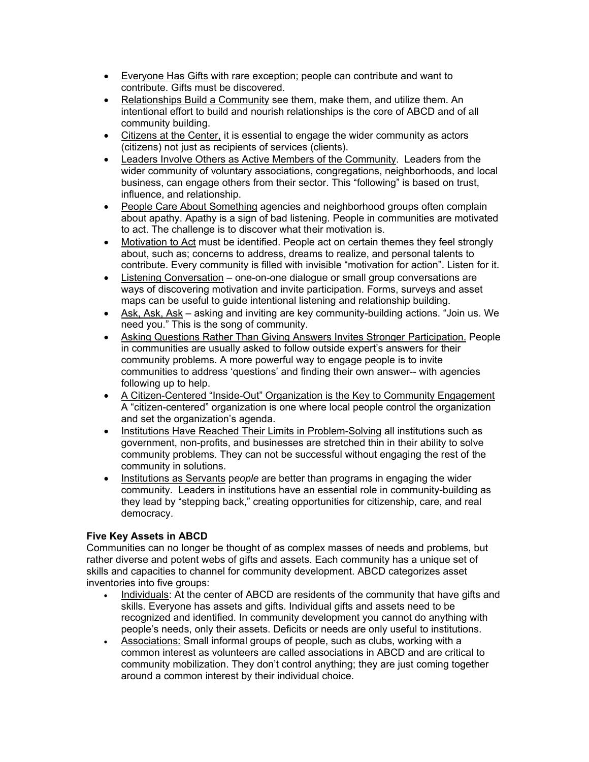- Everyone Has Gifts with rare exception; people can contribute and want to contribute. Gifts must be discovered.
- Relationships Build a Community see them, make them, and utilize them. An intentional effort to build and nourish relationships is the core of ABCD and of all community building.
- Citizens at the Center, it is essential to engage the wider community as actors (citizens) not just as recipients of services (clients).
- Leaders Involve Others as Active Members of the Community. Leaders from the wider community of voluntary associations, congregations, neighborhoods, and local business, can engage others from their sector. This "following" is based on trust, influence, and relationship.
- People Care About Something agencies and neighborhood groups often complain about apathy. Apathy is a sign of bad listening. People in communities are motivated to act. The challenge is to discover what their motivation is.
- Motivation to Act must be identified. People act on certain themes they feel strongly about, such as; concerns to address, dreams to realize, and personal talents to contribute. Every community is filled with invisible "motivation for action". Listen for it.
- Listening Conversation – one-on-one dialogue or small group conversations are ways of discovering motivation and invite participation. Forms, surveys and asset maps can be useful to guide intentional listening and relationship building.
- Ask, Ask, Ask – asking and inviting are key community-building actions. "Join us. We need you." This is the song of community.
- Asking Questions Rather Than Giving Answers Invites Stronger Participation. People in communities are usually asked to follow outside expert's answers for their community problems. A more powerful way to engage people is to invite communities to address 'questions' and finding their own answer-- with agencies following up to help.
- A Citizen-Centered "Inside-Out" Organization is the Key to Community Engagement A "citizen-centered" organization is one where local people control the organization and set the organization's agenda.
- Institutions Have Reached Their Limits in Problem-Solving all institutions such as government, non-profits, and businesses are stretched thin in their ability to solve community problems. They can not be successful without engaging the rest of the community in solutions.
- Institutions as Servants p*eople* are better than programs in engaging the wider community. Leaders in institutions have an essential role in community-building as they lead by "stepping back," creating opportunities for citizenship, care, and real democracy.

**Five Key Assets in ABCD**

Communities can no longer be thought of as complex masses of needs and problems, but rather diverse and potent webs of gifts and assets. Each community has a unique set of skills and capacities to channel for community development. ABCD categorizes asset inventories into five groups:

- Individuals: At the center of ABCD are residents of the community that have gifts and skills. Everyone has assets and gifts. Individual gifts and assets need to be recognized and identified. In community development you cannot do anything with people's needs, only their assets. Deficits or needs are only useful to institutions.
- Associations: Small informal groups of people, such as clubs, working with a common interest as volunteers are called associations in ABCD and are critical to community mobilization. They don't control anything; they are just coming together around a common interest by their individual choice.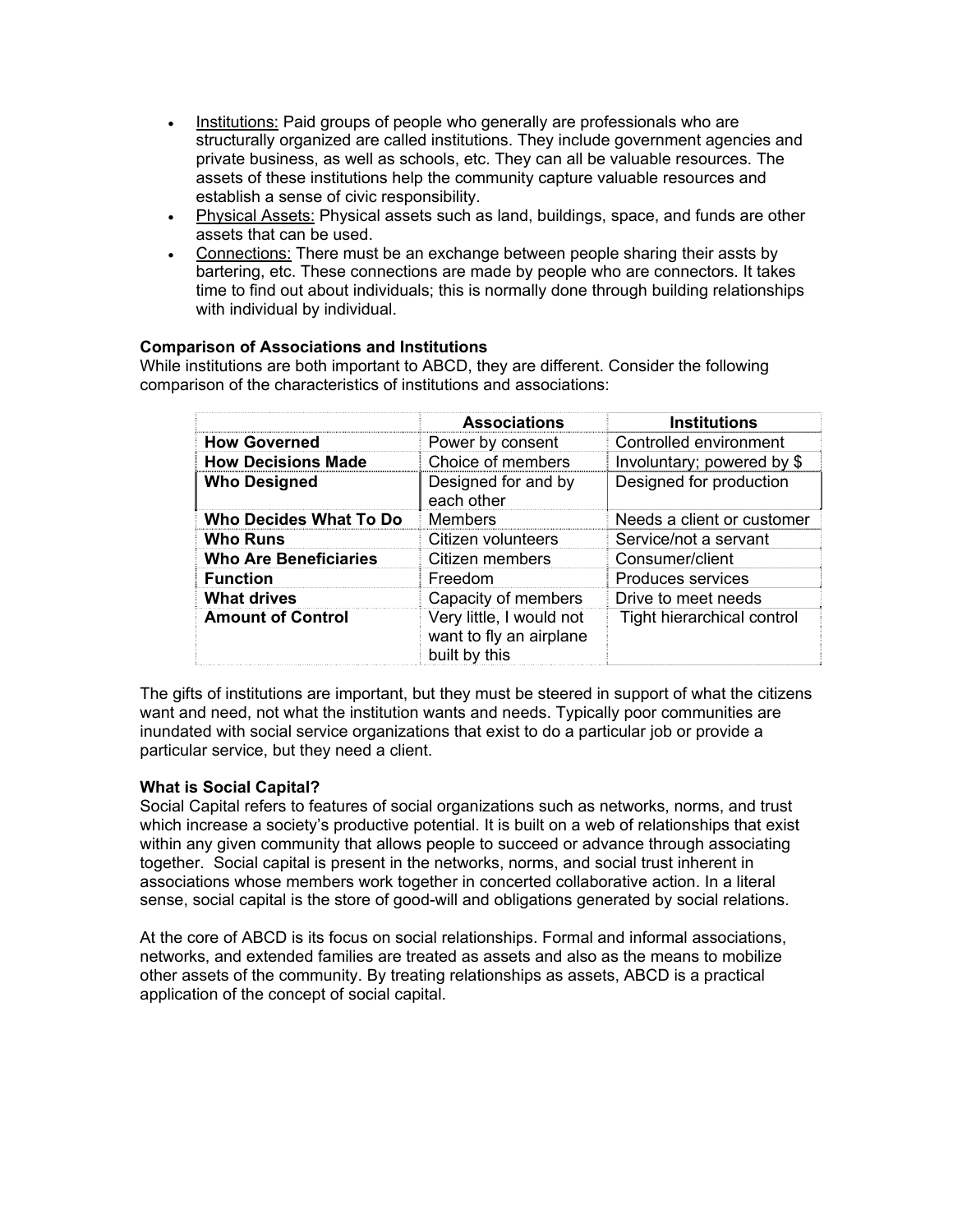- Institutions: Paid groups of people who generally are professionals who are structurally organized are called institutions. They include government agencies and private business, as well as schools, etc. They can all be valuable resources. The assets of these institutions help the community capture valuable resources and establish a sense of civic responsibility.
- Physical Assets: Physical assets such as land, buildings, space, and funds are other assets that can be used.
- Connections: There must be an exchange between people sharing their assts by bartering, etc. These connections are made by people who are connectors. It takes time to find out about individuals; this is normally done through building relationships with individual by individual.

**Comparison of Associations and Institutions**
While institutions are both important to ABCD, they are different. Consider the following comparison of the characteristics of institutions and associations:

| | Associations | Institutions |
|---|---|---|
| **How Governed** | Power by consent | Controlled environment |
| **How Decisions Made** | Choice of members | Involuntary; powered by $ |
| **Who Designed** | Designed for and by each other | Designed for production |
| **Who Decides What To Do** | Members | Needs a client or customer |
| **Who Runs** | Citizen volunteers | Service/not a servant |
| **Who Are Beneficiaries** | Citizen members | Consumer/client |
| **Function** | Freedom | Produces services |
| **What drives** | Capacity of members | Drive to meet needs |
| **Amount of Control** | Very little, I would not want to fly an airplane built by this | Tight hierarchical control |

The gifts of institutions are important, but they must be steered in support of what the citizens want and need, not what the institution wants and needs. Typically poor communities are inundated with social service organizations that exist to do a particular job or provide a particular service, but they need a client.

**What is Social Capital?**
Social Capital refers to features of social organizations such as networks, norms, and trust which increase a society's productive potential. It is built on a web of relationships that exist within any given community that allows people to succeed or advance through associating together. Social capital is present in the networks, norms, and social trust inherent in associations whose members work together in concerted collaborative action. In a literal sense, social capital is the store of good-will and obligations generated by social relations.

At the core of ABCD is its focus on social relationships. Formal and informal associations, networks, and extended families are treated as assets and also as the means to mobilize other assets of the community. By treating relationships as assets, ABCD is a practical application of the concept of social capital.